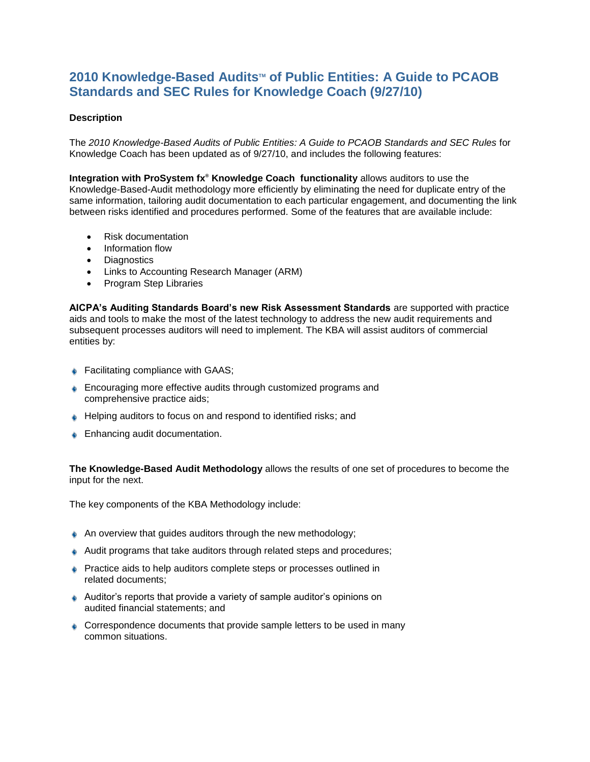# 2010 Knowledge-Based Audits™ of Public Entities: A Guide to PCAOB Standards and SEC Rules for Knowledge Coach (9/27/10)

**Description**

The *2010 Knowledge-Based Audits of Public Entities: A Guide to PCAOB Standards and SEC Rules* for Knowledge Coach has been updated as of 9/27/10, and includes the following features:

**Integration with ProSystem fx® Knowledge Coach functionality** allows auditors to use the Knowledge-Based-Audit methodology more efficiently by eliminating the need for duplicate entry of the same information, tailoring audit documentation to each particular engagement, and documenting the link between risks identified and procedures performed. Some of the features that are available include:

- Risk documentation
- Information flow
- Diagnostics
- Links to Accounting Research Manager (ARM)
- Program Step Libraries

**AICPA's Auditing Standards Board's new Risk Assessment Standards** are supported with practice aids and tools to make the most of the latest technology to address the new audit requirements and subsequent processes auditors will need to implement. The KBA will assist auditors of commercial entities by:

- Facilitating compliance with GAAS;
- Encouraging more effective audits through customized programs and comprehensive practice aids;
- Helping auditors to focus on and respond to identified risks; and
- Enhancing audit documentation.

**The Knowledge-Based Audit Methodology** allows the results of one set of procedures to become the input for the next.

The key components of the KBA Methodology include:

- An overview that guides auditors through the new methodology;
- Audit programs that take auditors through related steps and procedures;
- Practice aids to help auditors complete steps or processes outlined in related documents;
- Auditor's reports that provide a variety of sample auditor's opinions on audited financial statements; and
- Correspondence documents that provide sample letters to be used in many common situations.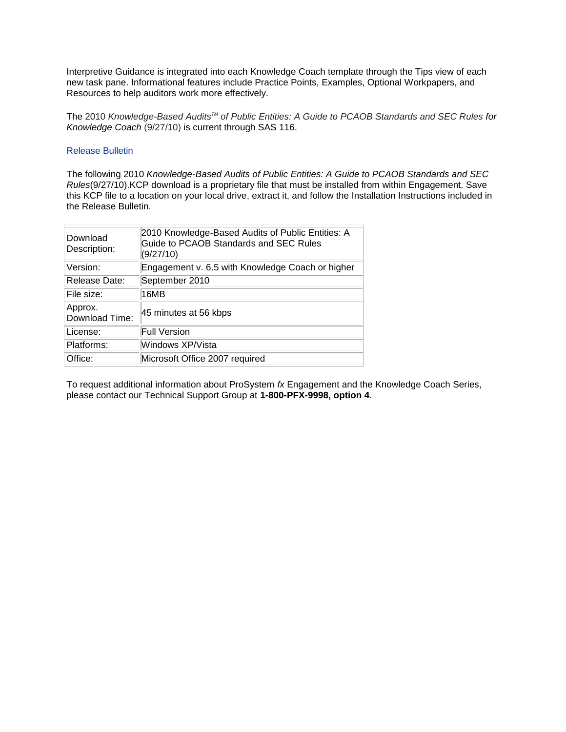Interpretive Guidance is integrated into each Knowledge Coach template through the Tips view of each new task pane. Informational features include Practice Points, Examples, Optional Workpapers, and Resources to help auditors work more effectively.

The 2010 *Knowledge-Based Audits™ of Public Entities: A Guide to PCAOB Standards and SEC Rules for Knowledge Coach* (9/27/10) is current through SAS 116.

Release Bulletin

The following 2010 *Knowledge-Based Audits of Public Entities: A Guide to PCAOB Standards and SEC Rules*(9/27/10).KCP download is a proprietary file that must be installed from within Engagement. Save this KCP file to a location on your local drive, extract it, and follow the Installation Instructions included in the Release Bulletin.

| | |
|---|---|
| Download Description: | 2010 Knowledge-Based Audits of Public Entities: A Guide to PCAOB Standards and SEC Rules (9/27/10) |
| Version: | Engagement v. 6.5 with Knowledge Coach or higher |
| Release Date: | September 2010 |
| File size: | 16MB |
| Approx. Download Time: | 45 minutes at 56 kbps |
| License: | Full Version |
| Platforms: | Windows XP/Vista |
| Office: | Microsoft Office 2007 required |

To request additional information about ProSystem *fx* Engagement and the Knowledge Coach Series, please contact our Technical Support Group at **1-800-PFX-9998, option 4**.